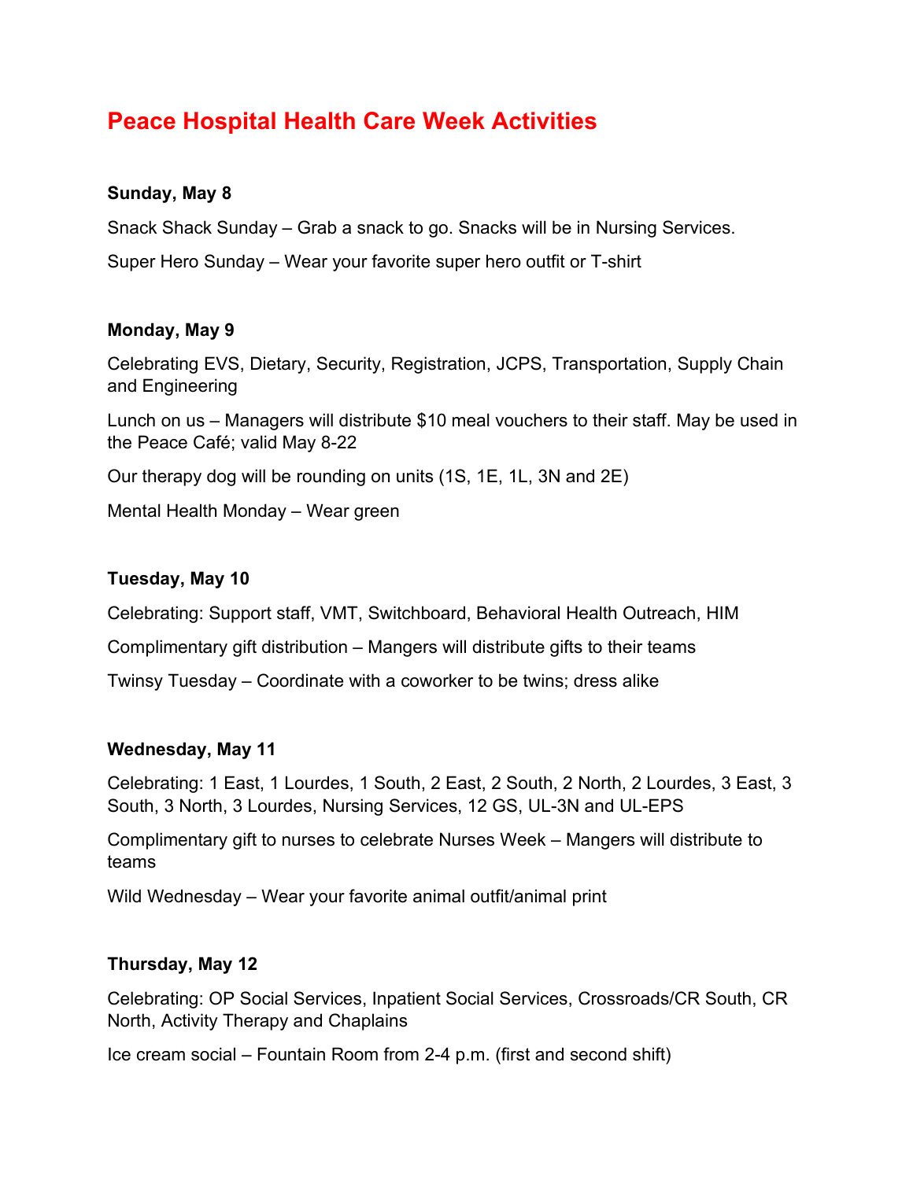# Peace Hospital Health Care Week Activities

**Sunday, May 8**

Snack Shack Sunday – Grab a snack to go. Snacks will be in Nursing Services.

Super Hero Sunday – Wear your favorite super hero outfit or T-shirt

**Monday, May 9**

Celebrating EVS, Dietary, Security, Registration, JCPS, Transportation, Supply Chain and Engineering

Lunch on us – Managers will distribute $10 meal vouchers to their staff. May be used in the Peace Café; valid May 8-22

Our therapy dog will be rounding on units (1S, 1E, 1L, 3N and 2E)

Mental Health Monday – Wear green

**Tuesday, May 10**

Celebrating: Support staff, VMT, Switchboard, Behavioral Health Outreach, HIM

Complimentary gift distribution – Mangers will distribute gifts to their teams

Twinsy Tuesday – Coordinate with a coworker to be twins; dress alike

**Wednesday, May 11**

Celebrating: 1 East, 1 Lourdes, 1 South, 2 East, 2 South, 2 North, 2 Lourdes, 3 East, 3 South, 3 North, 3 Lourdes, Nursing Services, 12 GS, UL-3N and UL-EPS

Complimentary gift to nurses to celebrate Nurses Week – Mangers will distribute to teams

Wild Wednesday – Wear your favorite animal outfit/animal print

**Thursday, May 12**

Celebrating: OP Social Services, Inpatient Social Services, Crossroads/CR South, CR North, Activity Therapy and Chaplains

Ice cream social – Fountain Room from 2-4 p.m. (first and second shift)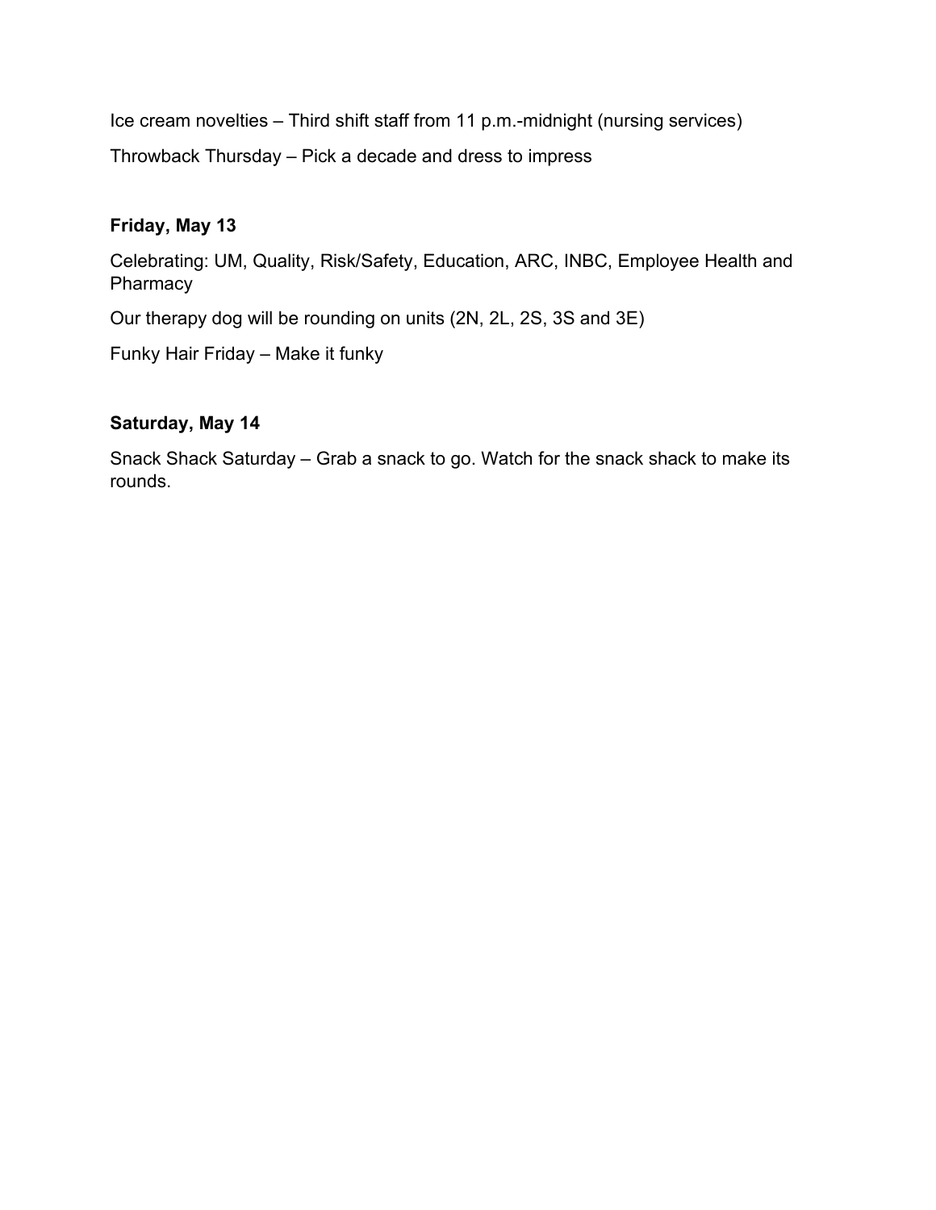Ice cream novelties – Third shift staff from 11 p.m.-midnight (nursing services)

Throwback Thursday – Pick a decade and dress to impress

**Friday, May 13**

Celebrating: UM, Quality, Risk/Safety, Education, ARC, INBC, Employee Health and Pharmacy

Our therapy dog will be rounding on units (2N, 2L, 2S, 3S and 3E)

Funky Hair Friday – Make it funky

**Saturday, May 14**

Snack Shack Saturday – Grab a snack to go. Watch for the snack shack to make its rounds.